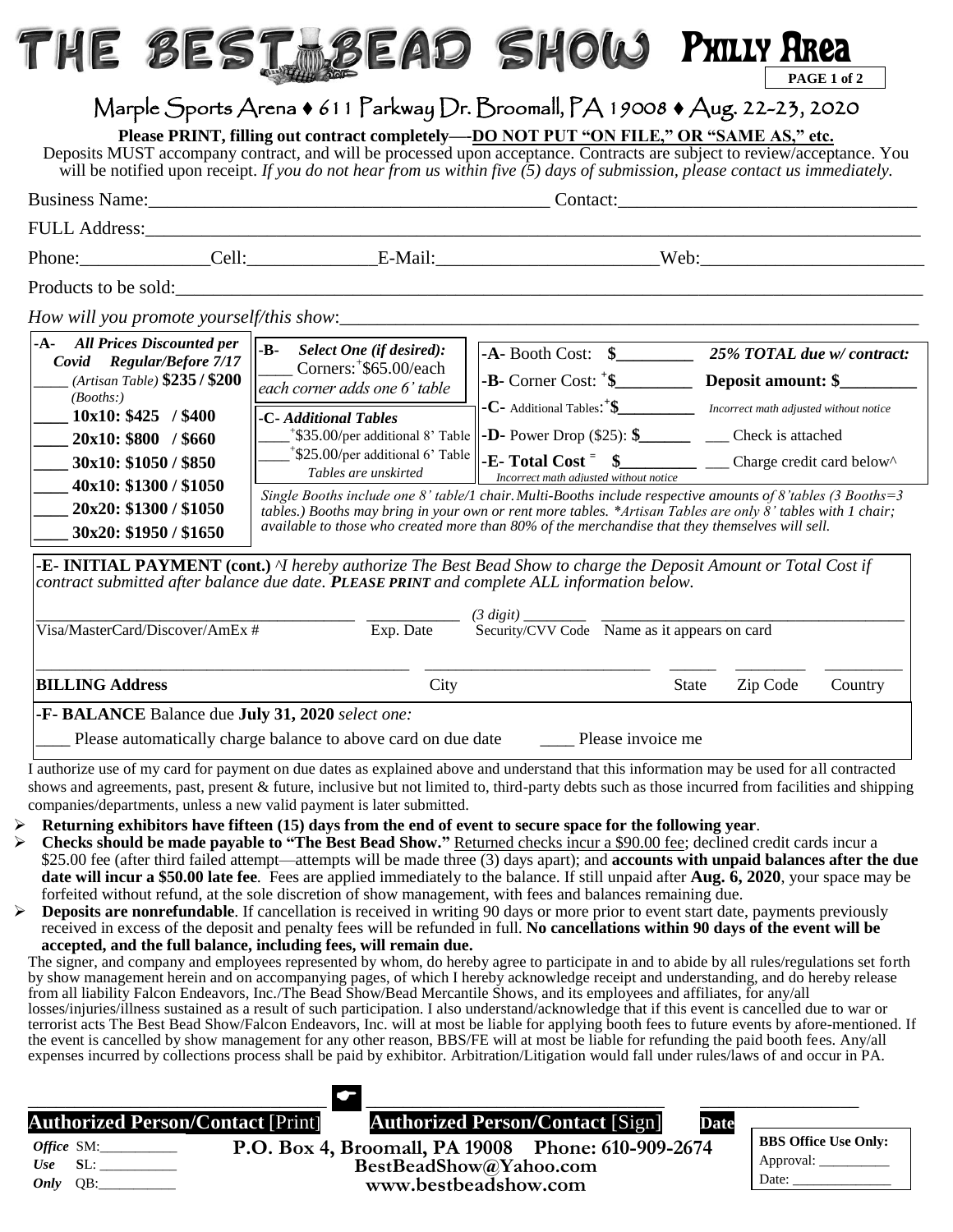# THE BEST BEAD SHOW Philly Area

## Marple Sports Arena ♦ 611 Parkway Dr. Broomall, PA 19008 ♦ Aug. 22-23, 2020

**Please PRINT, filling out contract completely—-DO NOT PUT "ON FILE," OR "SAME AS," etc.**
Deposits MUST accompany contract, and will be processed upon acceptance. Contracts are subject to review/acceptance. You will be notified upon receipt. *If you do not hear from us within five (5) days of submission, please contact us immediately.*

Business Name:___________________________________________ Contact:_______________________________

FULL Address:_____________________________________________________________________________________

Phone:______________Cell:______________E-Mail:________________________Web:________________________

Products to be sold:_______________________________________________________________________________

*How will you promote yourself/this show*:___________________________________________________________

**-A- All Prices Discounted per Covid Regular/Before 7/17**

____ *(Artisan Table)* **$235 / $200**
*(Booths:)*
**____ 10x10: $425 / $400**
**____ 20x10: $800 / $660**
**____ 30x10: $1050 / $850**
**____ 40x10: $1300 / $1050**
**____ 20x20: $1300 / $1050**
**____ 30x20: $1950 / $1650**

**-B- *Select One (if desired):***
____ Corners:⁺$65.00/each
*each corner adds one 6' table*

**-C- *Additional Tables***
____⁺$35.00/per additional 8' Table
____⁺$25.00/per additional 6' Table
*Tables are unskirted*

**-A-** Booth Cost: **$_________** *25% TOTAL due w/ contract:*
**-B-** Corner Cost: ⁺**$_________** **Deposit amount: $_________**
**-C-** Additional Tables:⁺**$_________** *Incorrect math adjusted without notice*
**-D-** Power Drop ($25): **$______** ___ Check is attached
**-E- Total Cost** = **$_________** ___ Charge credit card below^
*Incorrect math adjusted without notice*

*Single Booths include one 8' table/1 chair. Multi-Booths include respective amounts of 8'tables (3 Booths=3 tables.) Booths may bring in your own or rent more tables. \*Artisan Tables are only 8' tables with 1 chair; available to those who created more than 80% of the merchandise that they themselves will sell.*

**-E- INITIAL PAYMENT (cont.)** *^I hereby authorize The Best Bead Show to charge the Deposit Amount or Total Cost if contract submitted after balance due date. **PLEASE PRINT** and complete ALL information below.*

_______________________________ ___________ *(3 digit)* ________ ______________________________
Visa/MasterCard/Discover/AmEx # Exp. Date Security/CVV Code Name as it appears on card

_______________________________ ___________________ _____ ________ ________
**BILLING Address** City State Zip Code Country

**-F- BALANCE** Balance due **July 31, 2020** *select one:*
____ Please automatically charge balance to above card on due date ____ Please invoice me

I authorize use of my card for payment on due dates as explained above and understand that this information may be used for all contracted shows and agreements, past, present & future, inclusive but not limited to, third-party debts such as those incurred from facilities and shipping companies/departments, unless a new valid payment is later submitted.

- **Returning exhibitors have fifteen (15) days from the end of event to secure space for the following year**.
- **Checks should be made payable to "The Best Bead Show."** Returned checks incur a $90.00 fee; declined credit cards incur a $25.00 fee (after third failed attempt—attempts will be made three (3) days apart); and **accounts with unpaid balances after the due date will incur a $50.00 late fee**. Fees are applied immediately to the balance. If still unpaid after **Aug. 6, 2020**, your space may be forfeited without refund, at the sole discretion of show management, with fees and balances remaining due.
- **Deposits are nonrefundable**. If cancellation is received in writing 90 days or more prior to event start date, payments previously received in excess of the deposit and penalty fees will be refunded in full. **No cancellations within 90 days of the event will be accepted, and the full balance, including fees, will remain due.**

The signer, and company and employees represented by whom, do hereby agree to participate in and to abide by all rules/regulations set forth by show management herein and on accompanying pages, of which I hereby acknowledge receipt and understanding, and do hereby release from all liability Falcon Endeavors, Inc./The Best Bead Show/Bead Mercantile Shows, and its employees and affiliates, for any/all losses/injuries/illness sustained as a result of such participation. I also understand/acknowledge that if this event is cancelled due to war or terrorist acts The Best Bead Show/Falcon Endeavors, Inc. will at most be liable for applying booth fees to future events by afore-mentioned. If the event is cancelled by show management for any other reason, BBS/FE will at most be liable for refunding the paid booth fees. Any/all expenses incurred by collections process shall be paid by exhibitor. Arbitration/Litigation would fall under rules/laws of and occur in PA.

_______________________________ _______________________________ _______________
**Authorized Person/Contact** [Print] **Authorized Person/Contact** [Sign] **Date**

*Office Use Only* SM:__________ SL:__________ QB:__________

**P.O. Box 4, Broomall, PA 19008 Phone: 610-909-2674**
**BestBeadShow@Yahoo.com**
**www.bestbeadshow.com**

**BBS Office Use Only:**
Approval: __________
Date: ______________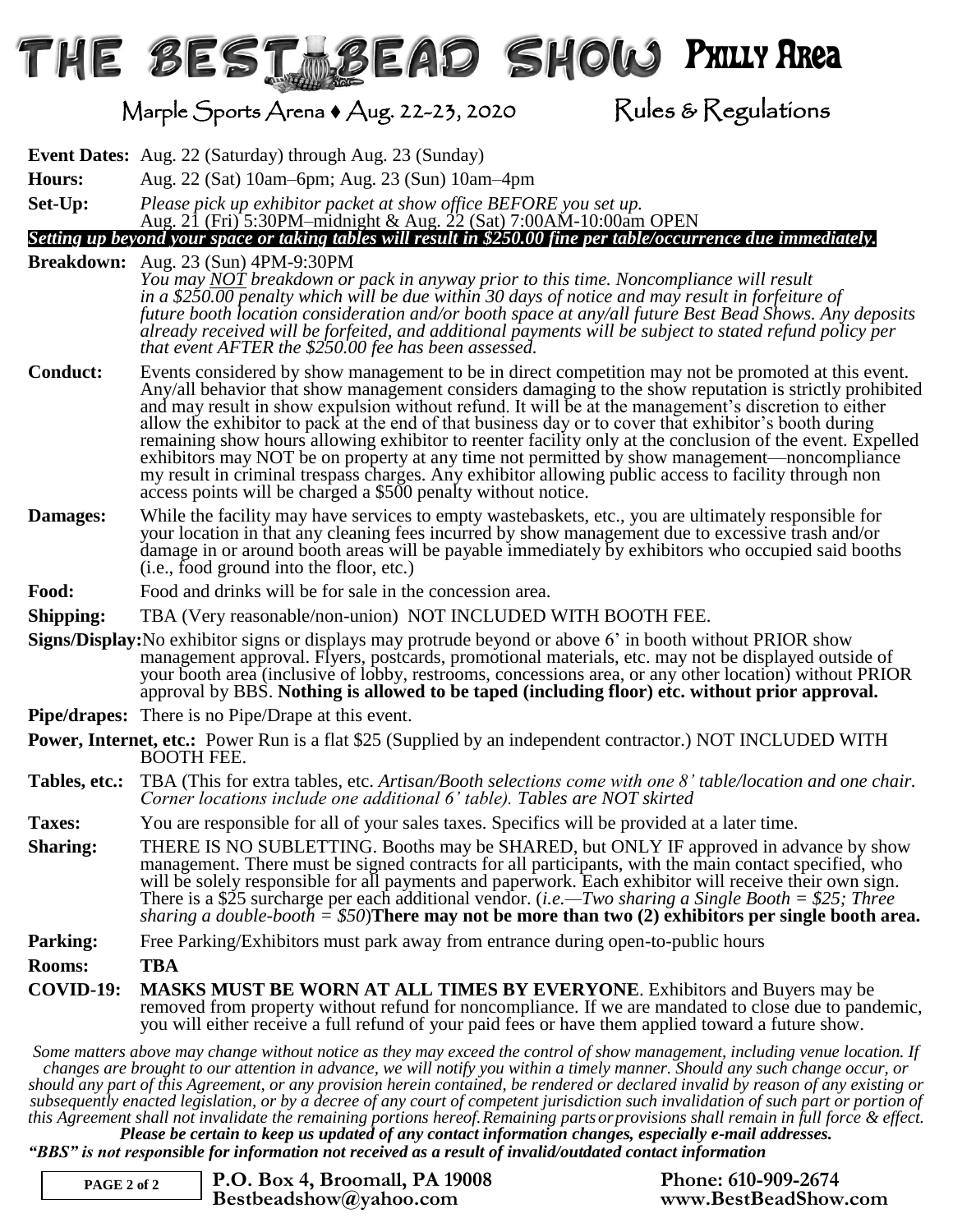# THE BEST BEAD SHOW Philly Area

Marple Sports Arena ♦ Aug. 22-23, 2020 — Rules & Regulations

**Event Dates:** Aug. 22 (Saturday) through Aug. 23 (Sunday)

**Hours:** Aug. 22 (Sat) 10am–6pm; Aug. 23 (Sun) 10am–4pm

**Set-Up:** *Please pick up exhibitor packet at show office BEFORE you set up.*
Aug. 21 (Fri) 5:30PM–midnight & Aug. 22 (Sat) 7:00AM-10:00am OPEN

***Setting up beyond your space or taking tables will result in $250.00 fine per table/occurrence due immediately.***

**Breakdown:** Aug. 23 (Sun) 4PM-9:30PM
*You may NOT breakdown or pack in anyway prior to this time. Noncompliance will result in a $250.00 penalty which will be due within 30 days of notice and may result in forfeiture of future booth location consideration and/or booth space at any/all future Best Bead Shows. Any deposits already received will be forfeited, and additional payments will be subject to stated refund policy per that event AFTER the $250.00 fee has been assessed.*

**Conduct:** Events considered by show management to be in direct competition may not be promoted at this event. Any/all behavior that show management considers damaging to the show reputation is strictly prohibited and may result in show expulsion without refund. It will be at the management's discretion to either allow the exhibitor to pack at the end of that business day or to cover that exhibitor's booth during remaining show hours allowing exhibitor to reenter facility only at the conclusion of the event. Expelled exhibitors may NOT be on property at any time not permitted by show management—noncompliance my result in criminal trespass charges. Any exhibitor allowing public access to facility through non access points will be charged a $500 penalty without notice.

**Damages:** While the facility may have services to empty wastebaskets, etc., you are ultimately responsible for your location in that any cleaning fees incurred by show management due to excessive trash and/or damage in or around booth areas will be payable immediately by exhibitors who occupied said booths (i.e., food ground into the floor, etc.)

**Food:** Food and drinks will be for sale in the concession area.

**Shipping:** TBA (Very reasonable/non-union) NOT INCLUDED WITH BOOTH FEE.

**Signs/Display:** No exhibitor signs or displays may protrude beyond or above 6' in booth without PRIOR show management approval. Flyers, postcards, promotional materials, etc. may not be displayed outside of your booth area (inclusive of lobby, restrooms, concessions area, or any other location) without PRIOR approval by BBS. **Nothing is allowed to be taped (including floor) etc. without prior approval.**

**Pipe/drapes:** There is no Pipe/Drape at this event.

**Power, Internet, etc.:** Power Run is a flat $25 (Supplied by an independent contractor.) NOT INCLUDED WITH BOOTH FEE.

**Tables, etc.:** TBA (This for extra tables, etc. *Artisan/Booth selections come with one 8' table/location and one chair. Corner locations include one additional 6' table). Tables are NOT skirted*

**Taxes:** You are responsible for all of your sales taxes. Specifics will be provided at a later time.

**Sharing:** THERE IS NO SUBLETTING. Booths may be SHARED, but ONLY IF approved in advance by show management. There must be signed contracts for all participants, with the main contact specified, who will be solely responsible for all payments and paperwork. Each exhibitor will receive their own sign. There is a $25 surcharge per each additional vendor. (*i.e.—Two sharing a Single Booth = $25; Three sharing a double-booth = $50*) **There may not be more than two (2) exhibitors per single booth area.**

**Parking:** Free Parking/Exhibitors must park away from entrance during open-to-public hours

**Rooms:** **TBA**

**COVID-19:** **MASKS MUST BE WORN AT ALL TIMES BY EVERYONE**. Exhibitors and Buyers may be removed from property without refund for noncompliance. If we are mandated to close due to pandemic, you will either receive a full refund of your paid fees or have them applied toward a future show.

*Some matters above may change without notice as they may exceed the control of show management, including venue location. If changes are brought to our attention in advance, we will notify you within a timely manner. Should any such change occur, or should any part of this Agreement, or any provision herein contained, be rendered or declared invalid by reason of any existing or subsequently enacted legislation, or by a decree of any court of competent jurisdiction such invalidation of such part or portion of this Agreement shall not invalidate the remaining portions hereof. Remaining parts or provisions shall remain in full force & effect.*

***Please be certain to keep us updated of any contact information changes, especially e-mail addresses.***

***"BBS" is not responsible for information not received as a result of invalid/outdated contact information***

**P.O. Box 4, Broomall, PA 19008**
**Bestbeadshow@yahoo.com**

**Phone: 610-909-2674**
**www.BestBeadShow.com**